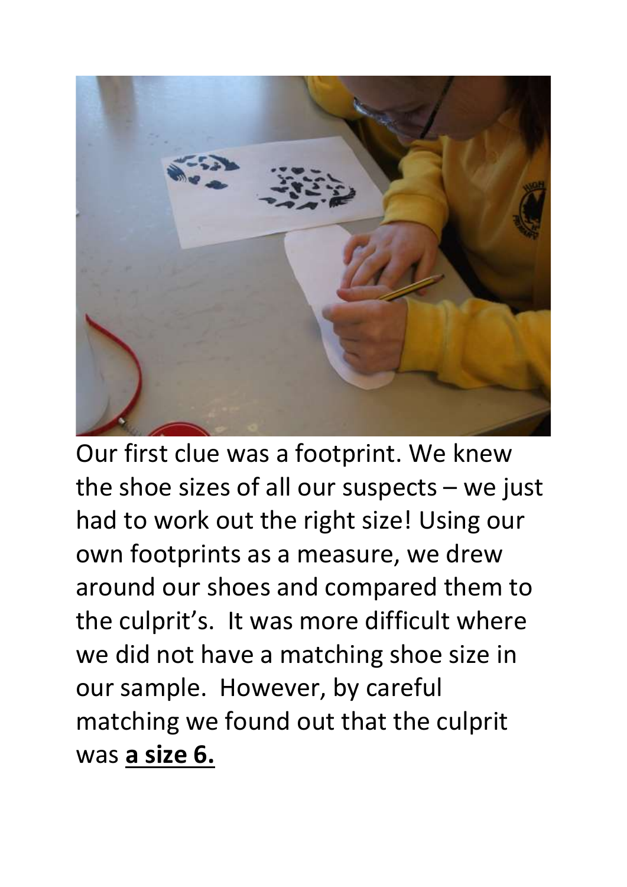Our first clue was a footprint. We knew the shoe sizes of all our suspects – we just had to work out the right size! Using our own footprints as a measure, we drew around our shoes and compared them to the culprit's. It was more difficult where we did not have a matching shoe size in our sample. However, by careful matching we found out that the culprit was **a size 6.**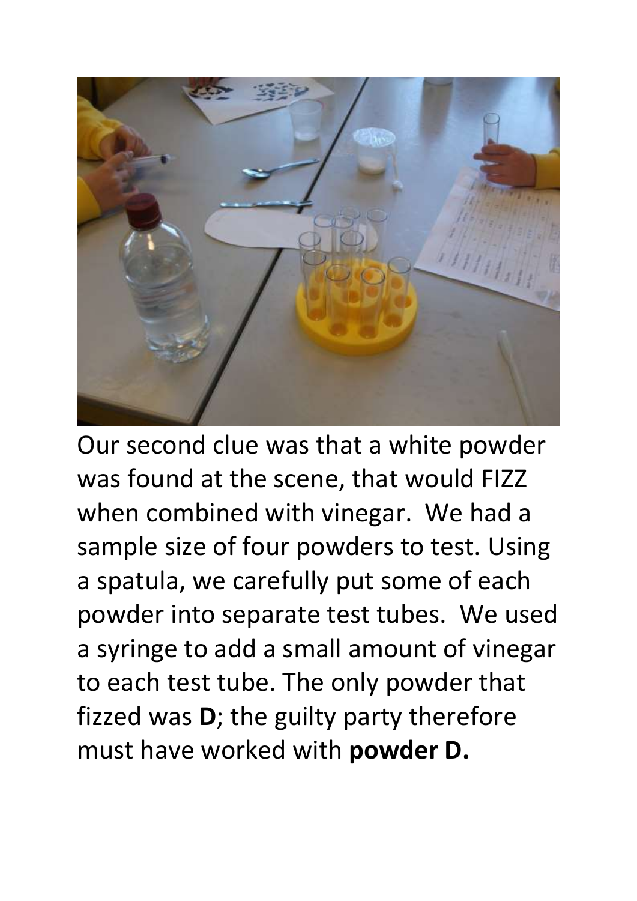Our second clue was that a white powder was found at the scene, that would FIZZ when combined with vinegar. We had a sample size of four powders to test. Using a spatula, we carefully put some of each powder into separate test tubes. We used a syringe to add a small amount of vinegar to each test tube. The only powder that fizzed was **D**; the guilty party therefore must have worked with **powder D.**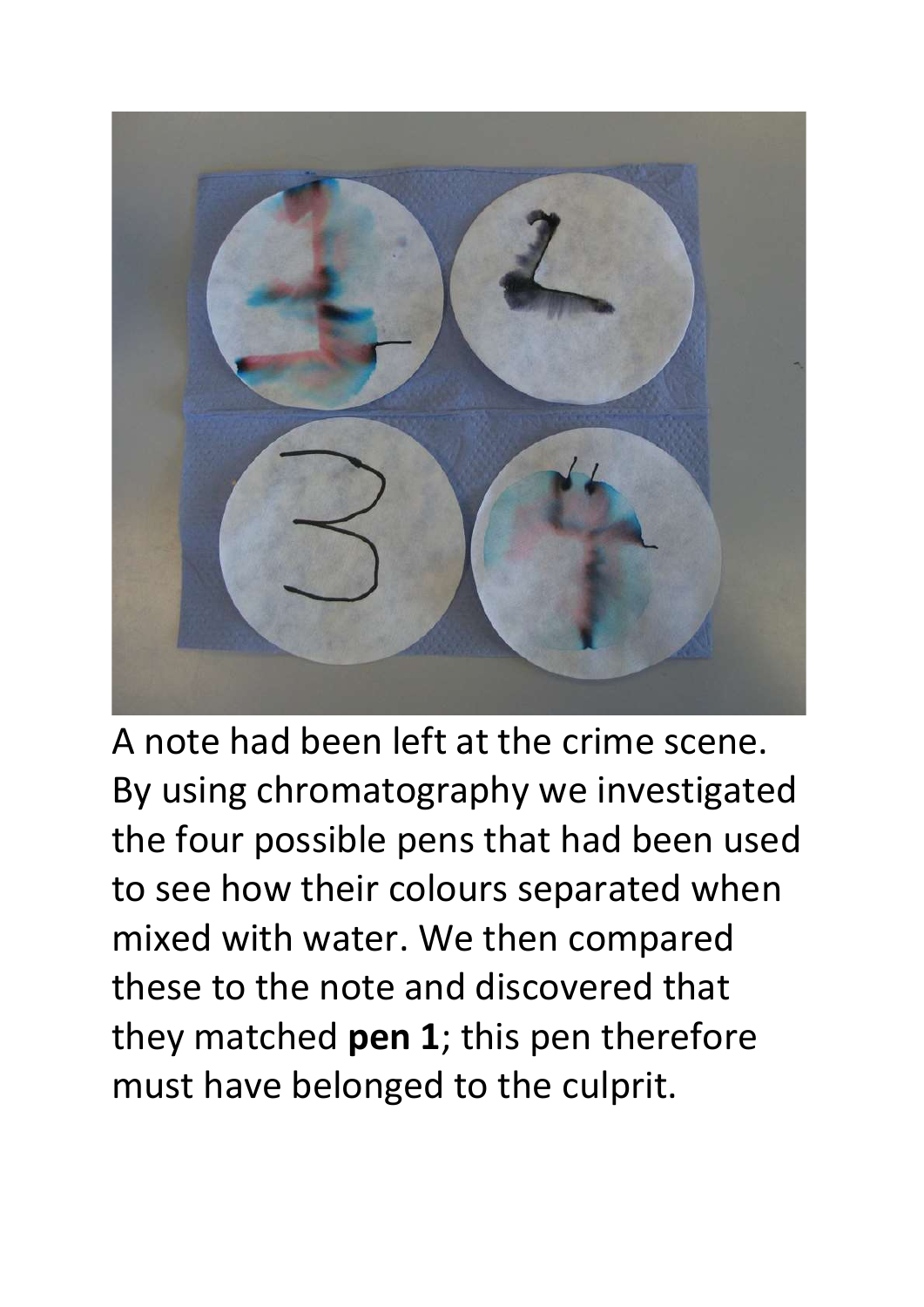A note had been left at the crime scene. By using chromatography we investigated the four possible pens that had been used to see how their colours separated when mixed with water. We then compared these to the note and discovered that they matched **pen 1**; this pen therefore must have belonged to the culprit.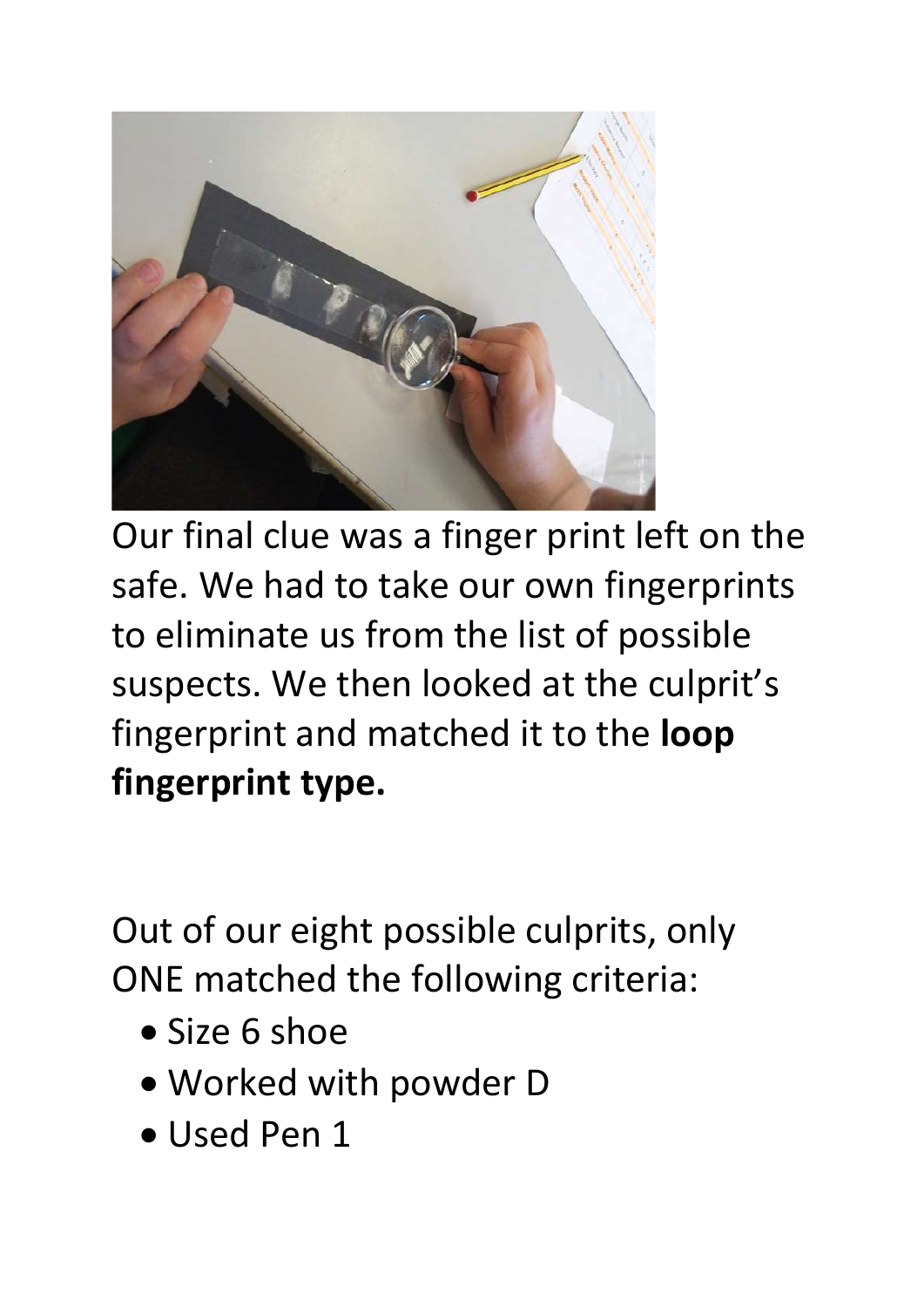Our final clue was a finger print left on the safe. We had to take our own fingerprints to eliminate us from the list of possible suspects. We then looked at the culprit's fingerprint and matched it to the **loop fingerprint type.**

Out of our eight possible culprits, only ONE matched the following criteria:

- Size 6 shoe
- Worked with powder D
- Used Pen 1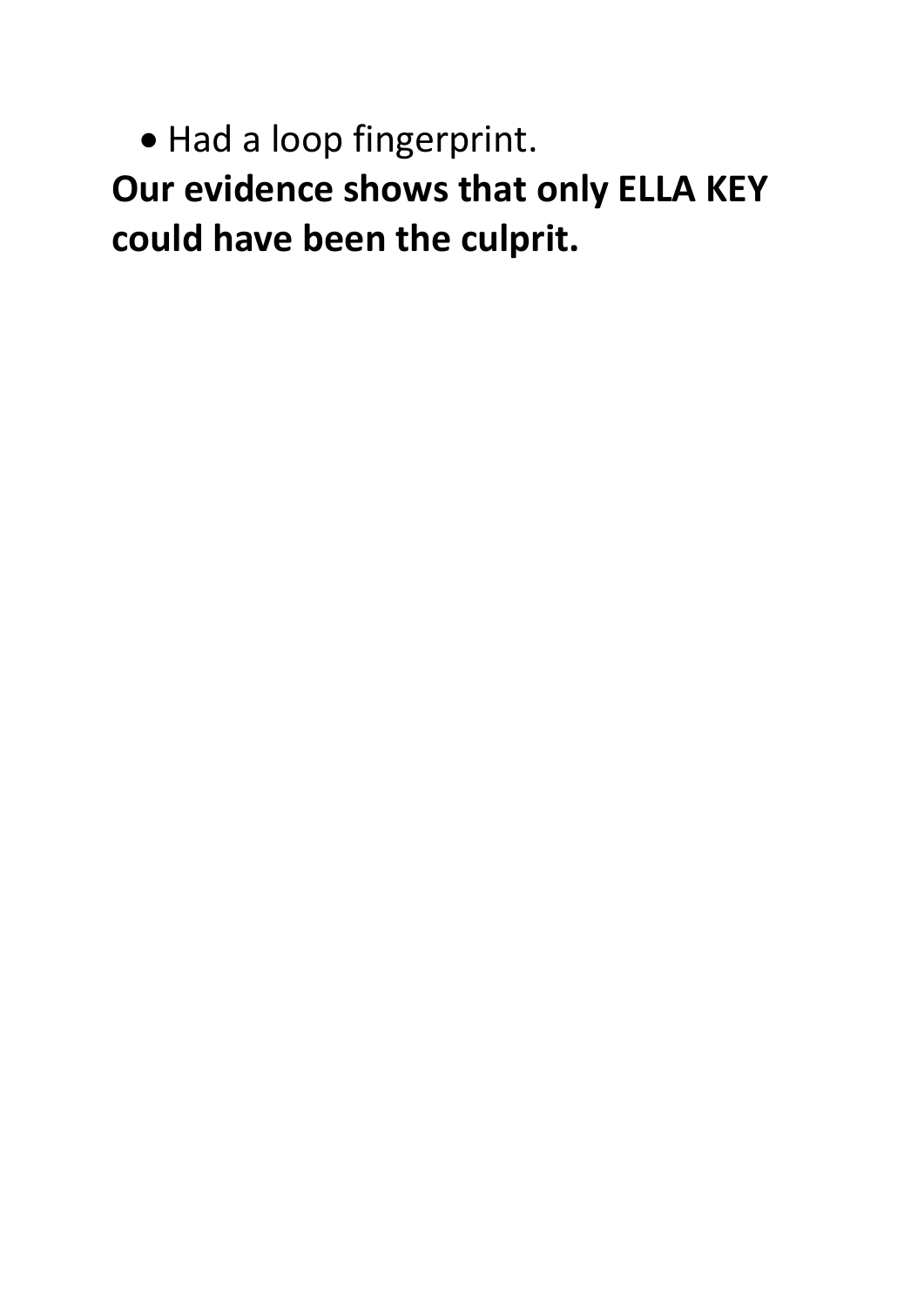- Had a loop fingerprint.

**Our evidence shows that only ELLA KEY could have been the culprit.**